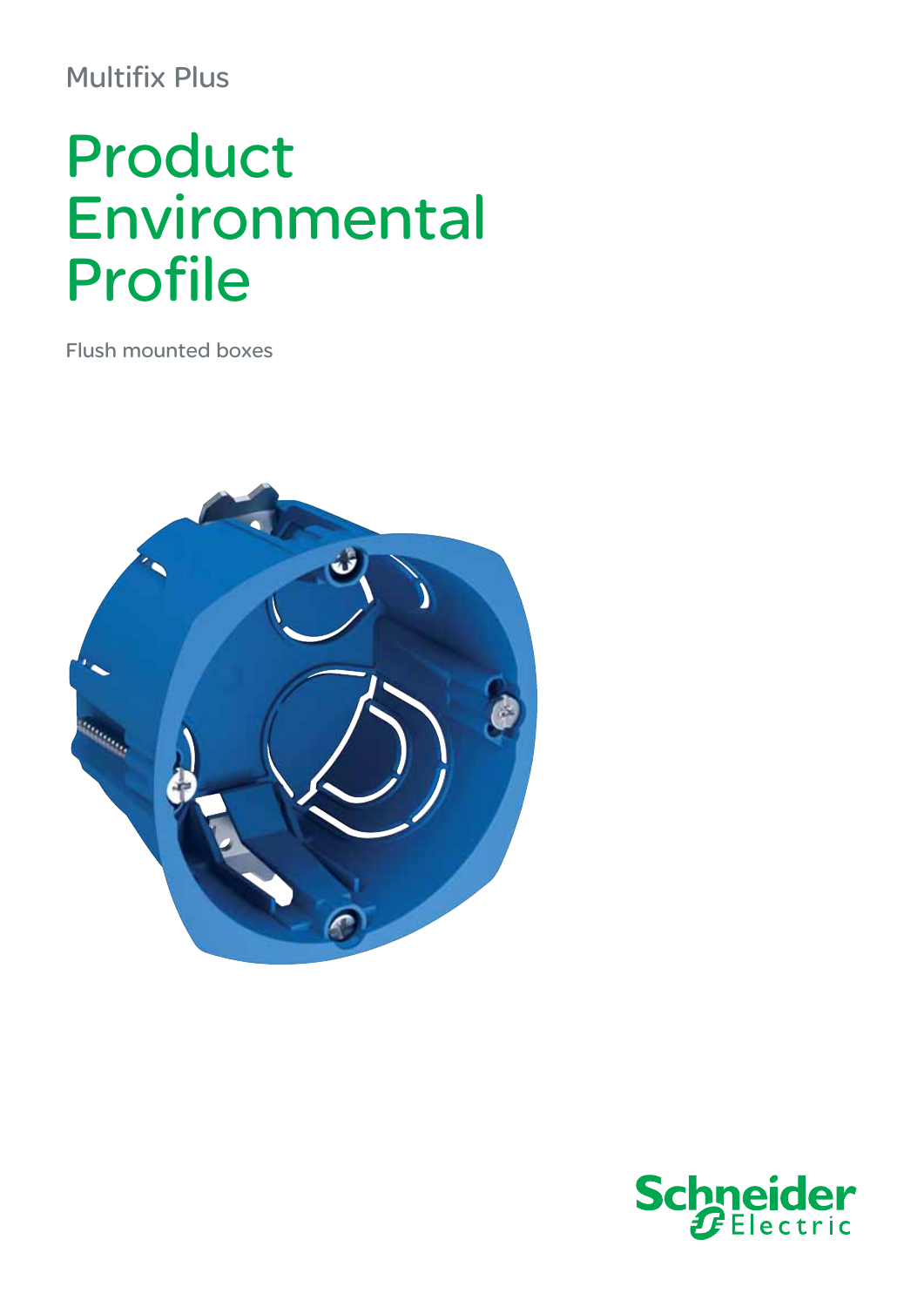Multifix Plus

# Product Environmental Profile

Flush mounted boxes

Schneider Electric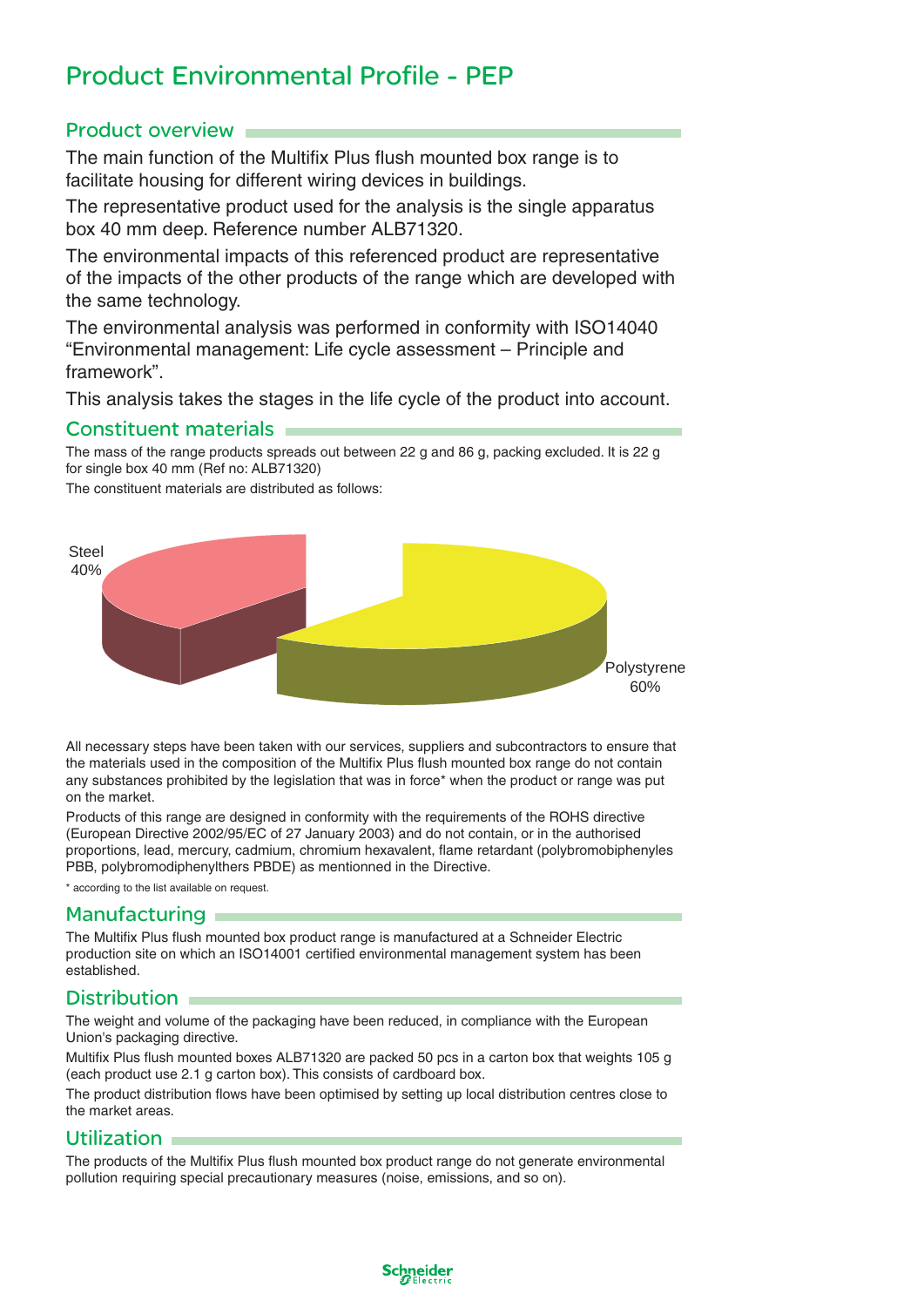# Product Environmental Profile - PEP

## Product overview

The main function of the Multifix Plus flush mounted box range is to facilitate housing for different wiring devices in buildings.

The representative product used for the analysis is the single apparatus box 40 mm deep. Reference number ALB71320.

The environmental impacts of this referenced product are representative of the impacts of the other products of the range which are developed with the same technology.

The environmental analysis was performed in conformity with ISO14040 “Environmental management: Life cycle assessment – Principle and framework”.

This analysis takes the stages in the life cycle of the product into account.

## Constituent materials

The mass of the range products spreads out between 22 g and 86 g, packing excluded. It is 22 g for single box 40 mm (Ref no: ALB71320)

The constituent materials are distributed as follows:

Steel 40%

Polystyrene 60%

All necessary steps have been taken with our services, suppliers and subcontractors to ensure that the materials used in the composition of the Multifix Plus flush mounted box range do not contain any substances prohibited by the legislation that was in force* when the product or range was put on the market.

Products of this range are designed in conformity with the requirements of the ROHS directive (European Directive 2002/95/EC of 27 January 2003) and do not contain, or in the authorised proportions, lead, mercury, cadmium, chromium hexavalent, flame retardant (polybromobiphenyles PBB, polybromodiphenylthers PBDE) as mentionned in the Directive.

\* according to the list available on request.

## Manufacturing

The Multifix Plus flush mounted box product range is manufactured at a Schneider Electric production site on which an ISO14001 certified environmental management system has been established.

## Distribution

The weight and volume of the packaging have been reduced, in compliance with the European Union's packaging directive.

Multifix Plus flush mounted boxes ALB71320 are packed 50 pcs in a carton box that weights 105 g (each product use 2.1 g carton box). This consists of cardboard box.

The product distribution flows have been optimised by setting up local distribution centres close to the market areas.

## Utilization

The products of the Multifix Plus flush mounted box product range do not generate environmental pollution requiring special precautionary measures (noise, emissions, and so on).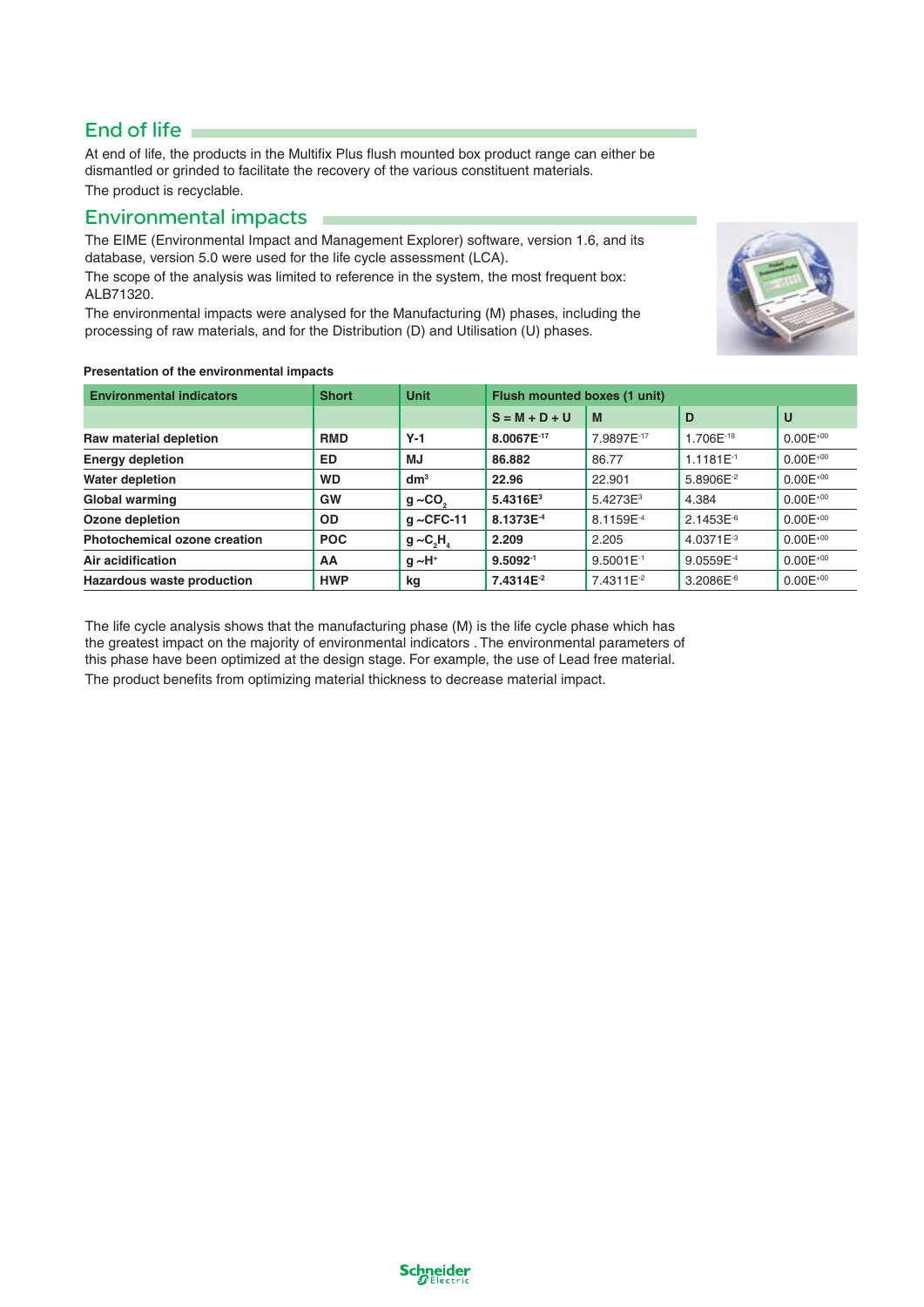## End of life

At end of life, the products in the Multifix Plus flush mounted box product range can either be dismantled or grinded to facilitate the recovery of the various constituent materials.

The product is recyclable.

## Environmental impacts

The EIME (Environmental Impact and Management Explorer) software, version 1.6, and its database, version 5.0 were used for the life cycle assessment (LCA).

The scope of the analysis was limited to reference in the system, the most frequent box: ALB71320.

The environmental impacts were analysed for the Manufacturing (M) phases, including the processing of raw materials, and for the Distribution (D) and Utilisation (U) phases.

**Presentation of the environmental impacts**

| Environmental indicators | Short | Unit | Flush mounted boxes (1 unit) | | | |
|---|---|---|---|---|---|---|
| | | | S = M + D + U | M | D | U |
| **Raw material depletion** | **RMD** | **Y-1** | **$8.0067E^{-17}$** | $7.9897E^{-17}$ | $1.706E^{-19}$ | $0.00E^{+00}$ |
| **Energy depletion** | **ED** | **MJ** | **86.882** | 86.77 | $1.1181E^{-1}$ | $0.00E^{+00}$ |
| **Water depletion** | **WD** | **$dm^3$** | **22.96** | 22.901 | $5.8906E^{-2}$ | $0.00E^{+00}$ |
| **Global warming** | **GW** | **g ~$CO_2$** | **$5.4316E^{3}$** | $5.4273E^{3}$ | 4.384 | $0.00E^{+00}$ |
| **Ozone depletion** | **OD** | **g ~CFC-11** | **$8.1373E^{-4}$** | $8.1159E^{-4}$ | $2.1453E^{-6}$ | $0.00E^{+00}$ |
| **Photochemical ozone creation** | **POC** | **g ~$C_2H_4$** | **2.209** | 2.205 | $4.0371E^{-3}$ | $0.00E^{+00}$ |
| **Air acidification** | **AA** | **g ~$H^+$** | **$9.5092^{-1}$** | $9.5001E^{-1}$ | $9.0559E^{-4}$ | $0.00E^{+00}$ |
| **Hazardous waste production** | **HWP** | **kg** | **$7.4314E^{-2}$** | $7.4311E^{-2}$ | $3.2086E^{-6}$ | $0.00E^{+00}$ |

The life cycle analysis shows that the manufacturing phase (M) is the life cycle phase which has the greatest impact on the majority of environmental indicators . The environmental parameters of this phase have been optimized at the design stage. For example, the use of Lead free material.

The product benefits from optimizing material thickness to decrease material impact.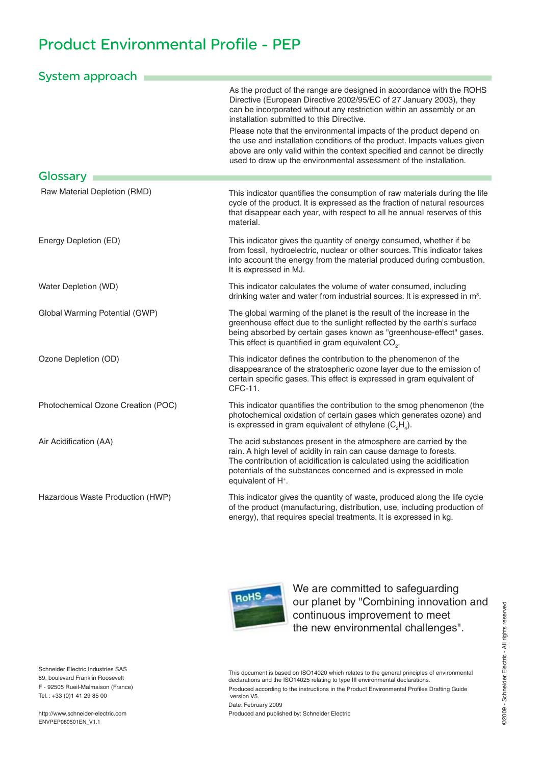# Product Environmental Profile - PEP

## System approach

As the product of the range are designed in accordance with the ROHS Directive (European Directive 2002/95/EC of 27 January 2003), they can be incorporated without any restriction within an assembly or an installation submitted to this Directive.

Please note that the environmental impacts of the product depend on the use and installation conditions of the product. Impacts values given above are only valid within the context specified and cannot be directly used to draw up the environmental assessment of the installation.

## Glossary

| | |
|---|---|
| Raw Material Depletion (RMD) | This indicator quantifies the consumption of raw materials during the life cycle of the product. It is expressed as the fraction of natural resources that disappear each year, with respect to all he annual reserves of this material. |
| Energy Depletion (ED) | This indicator gives the quantity of energy consumed, whether if be from fossil, hydroelectric, nuclear or other sources. This indicator takes into account the energy from the material produced during combustion. It is expressed in MJ. |
| Water Depletion (WD) | This indicator calculates the volume of water consumed, including drinking water and water from industrial sources. It is expressed in $m^3$. |
| Global Warming Potential (GWP) | The global warming of the planet is the result of the increase in the greenhouse effect due to the sunlight reflected by the earth's surface being absorbed by certain gases known as "greenhouse-effect" gases. This effect is quantified in gram equivalent $CO_2$. |
| Ozone Depletion (OD) | This indicator defines the contribution to the phenomenon of the disappearance of the stratospheric ozone layer due to the emission of certain specific gases. This effect is expressed in gram equivalent of CFC-11. |
| Photochemical Ozone Creation (POC) | This indicator quantifies the contribution to the smog phenomenon (the photochemical oxidation of certain gases which generates ozone) and is expressed in gram equivalent of ethylene ($C_2H_4$). |
| Air Acidification (AA) | The acid substances present in the atmosphere are carried by the rain. A high level of acidity in rain can cause damage to forests. The contribution of acidification is calculated using the acidification potentials of the substances concerned and is expressed in mole equivalent of $H^+$. |
| Hazardous Waste Production (HWP) | This indicator gives the quantity of waste, produced along the life cycle of the product (manufacturing, distribution, use, including production of energy), that requires special treatments. It is expressed in kg. |

We are committed to safeguarding our planet by "Combining innovation and continuous improvement to meet the new environmental challenges".

Schneider Electric Industries SAS
89, boulevard Franklin Roosevelt
F - 92505 Rueil-Malmaison (France)
Tel. : +33 (0)1 41 29 85 00

http://www.schneider-electric.com
ENVPEP080501EN_V1.1

This document is based on ISO14020 which relates to the general principles of environmental declarations and the ISO14025 relating to type III environmental declarations.

Produced according to the instructions in the Product Environmental Profiles Drafting Guide version V5.

Date: February 2009

Produced and published by: Schneider Electric

©2009 - Schneider Electric - All rights reserved